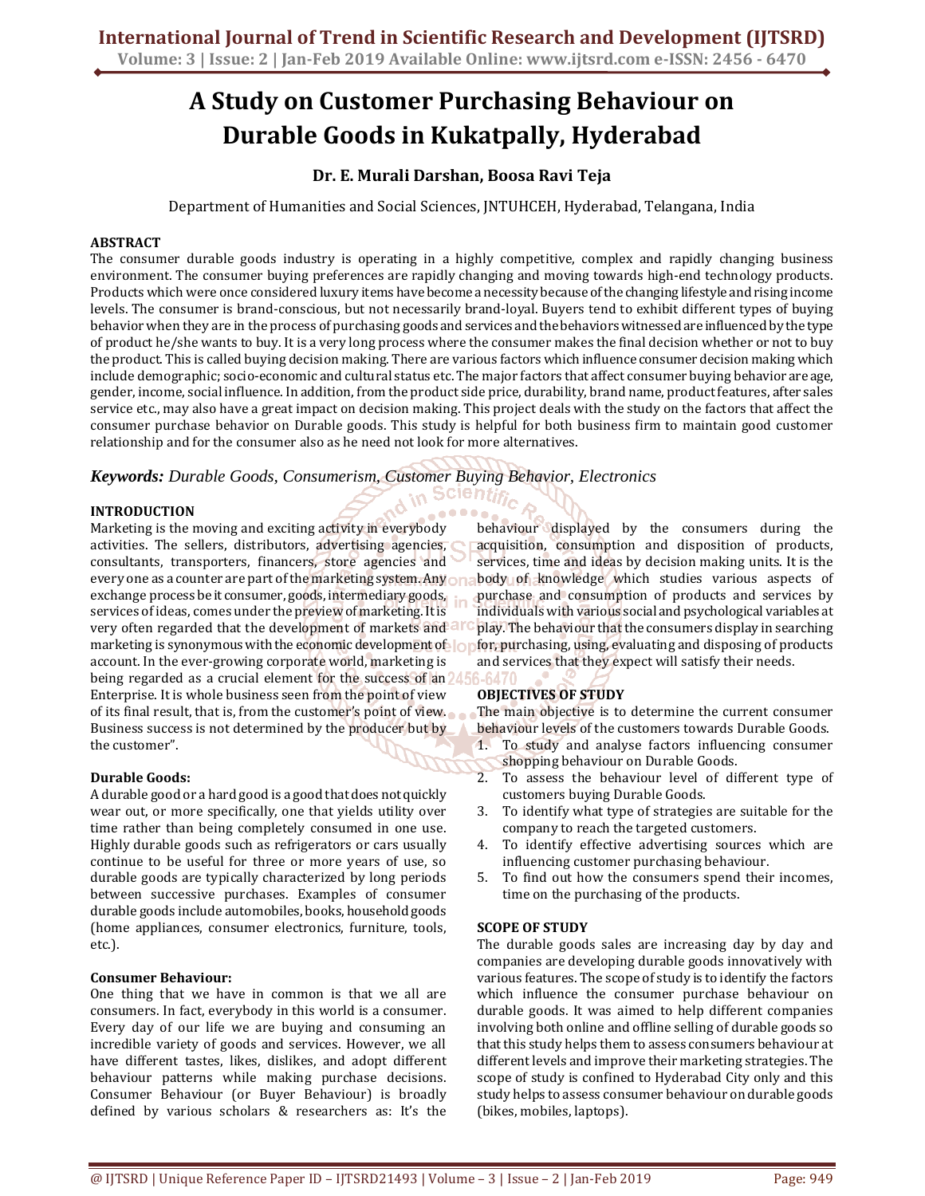# A Study on Customer Purchasing Behaviour on Durable Goods in Kukatpally, Hyderabad

**Dr. E. Murali Darshan, Boosa Ravi Teja**

Department of Humanities and Social Sciences, JNTUHCEH, Hyderabad, Telangana, India

**ABSTRACT**

The consumer durable goods industry is operating in a highly competitive, complex and rapidly changing business environment. The consumer buying preferences are rapidly changing and moving towards high-end technology products. Products which were once considered luxury items have become a necessity because of the changing lifestyle and rising income levels. The consumer is brand-conscious, but not necessarily brand-loyal. Buyers tend to exhibit different types of buying behavior when they are in the process of purchasing goods and services and the behaviors witnessed are influenced by the type of product he/she wants to buy. It is a very long process where the consumer makes the final decision whether or not to buy the product. This is called buying decision making. There are various factors which influence consumer decision making which include demographic; socio-economic and cultural status etc. The major factors that affect consumer buying behavior are age, gender, income, social influence. In addition, from the product side price, durability, brand name, product features, after sales service etc., may also have a great impact on decision making. This project deals with the study on the factors that affect the consumer purchase behavior on Durable goods. This study is helpful for both business firm to maintain good customer relationship and for the consumer also as he need not look for more alternatives.

***Keywords:*** *Durable Goods, Consumerism, Customer Buying Behavior, Electronics*

**INTRODUCTION**

Marketing is the moving and exciting activity in everybody activities. The sellers, distributors, advertising agencies, consultants, transporters, financers, store agencies and every one as a counter are part of the marketing system. Any exchange process be it consumer, goods, intermediary goods, services of ideas, comes under the preview of marketing. It is very often regarded that the development of markets and marketing is synonymous with the economic development of account. In the ever-growing corporate world, marketing is being regarded as a crucial element for the success of an Enterprise. It is whole business seen from the point of view of its final result, that is, from the customer's point of view. Business success is not determined by the producer but by the customer".

**Durable Goods:**

A durable good or a hard good is a good that does not quickly wear out, or more specifically, one that yields utility over time rather than being completely consumed in one use. Highly durable goods such as refrigerators or cars usually continue to be useful for three or more years of use, so durable goods are typically characterized by long periods between successive purchases. Examples of consumer durable goods include automobiles, books, household goods (home appliances, consumer electronics, furniture, tools, etc.).

**Consumer Behaviour:**

One thing that we have in common is that we all are consumers. In fact, everybody in this world is a consumer. Every day of our life we are buying and consuming an incredible variety of goods and services. However, we all have different tastes, likes, dislikes, and adopt different behaviour patterns while making purchase decisions. Consumer Behaviour (or Buyer Behaviour) is broadly defined by various scholars & researchers as: It's the behaviour displayed by the consumers during the acquisition, consumption and disposition of products, services, time and ideas by decision making units. It is the body of knowledge which studies various aspects of purchase and consumption of products and services by individuals with various social and psychological variables at play. The behaviour that the consumers display in searching for, purchasing, using, evaluating and disposing of products and services that they expect will satisfy their needs.

**OBJECTIVES OF STUDY**

The main objective is to determine the current consumer behaviour levels of the customers towards Durable Goods.

1. To study and analyse factors influencing consumer shopping behaviour on Durable Goods.
2. To assess the behaviour level of different type of customers buying Durable Goods.
3. To identify what type of strategies are suitable for the company to reach the targeted customers.
4. To identify effective advertising sources which are influencing customer purchasing behaviour.
5. To find out how the consumers spend their incomes, time on the purchasing of the products.

**SCOPE OF STUDY**

The durable goods sales are increasing day by day and companies are developing durable goods innovatively with various features. The scope of study is to identify the factors which influence the consumer purchase behaviour on durable goods. It was aimed to help different companies involving both online and offline selling of durable goods so that this study helps them to assess consumers behaviour at different levels and improve their marketing strategies. The scope of study is confined to Hyderabad City only and this study helps to assess consumer behaviour on durable goods (bikes, mobiles, laptops).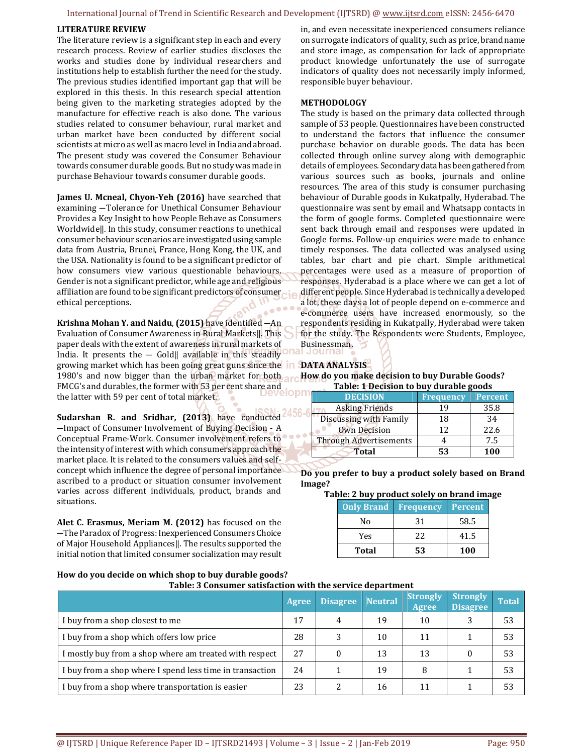## LITERATURE REVIEW

The literature review is a significant step in each and every research process. Review of earlier studies discloses the works and studies done by individual researchers and institutions help to establish further the need for the study. The previous studies identified important gap that will be explored in this thesis. In this research special attention being given to the marketing strategies adopted by the manufacture for effective reach is also done. The various studies related to consumer behaviour, rural market and urban market have been conducted by different social scientists at micro as well as macro level in India and abroad. The present study was covered the Consumer Behaviour towards consumer durable goods. But no study was made in purchase Behaviour towards consumer durable goods.

**James U. Mcneal, Chyon-Yeh (2016)** have searched that examining —Tolerance for Unethical Consumer Behaviour Provides a Key Insight to how People Behave as Consumers Worldwide‖. In this study, consumer reactions to unethical consumer behaviour scenarios are investigated using sample data from Austria, Brunei, France, Hong Kong, the UK, and the USA. Nationality is found to be a significant predictor of how consumers view various questionable behaviours. Gender is not a significant predictor, while age and religious affiliation are found to be significant predictors of consumer ethical perceptions.

**Krishna Mohan Y. and Naidu, (2015)** have identified —An Evaluation of Consumer Awareness in Rural Markets‖. This paper deals with the extent of awareness in rural markets of India. It presents the — Gold‖ available in this steadily growing market which has been going great guns since the 1980's and now bigger than the urban market for both FMCG's and durables, the former with 53 per cent share and the latter with 59 per cent of total market.

**Sudarshan R. and Sridhar, (2013)** have conducted —Impact of Consumer Involvement of Buying Decision - A Conceptual Frame-Work. Consumer involvement refers to the intensity of interest with which consumers approach the market place. It is related to the consumers values and self-concept which influence the degree of personal importance ascribed to a product or situation consumer involvement varies across different individuals, product, brands and situations.

**Alet C. Erasmus, Meriam M. (2012)** has focused on the —The Paradox of Progress: Inexperienced Consumers Choice of Major Household Appliances‖. The results supported the initial notion that limited consumer socialization may result in, and even necessitate inexperienced consumers reliance on surrogate indicators of quality, such as price, brand name and store image, as compensation for lack of appropriate product knowledge unfortunately the use of surrogate indicators of quality does not necessarily imply informed, responsible buyer behaviour.

## METHODOLOGY

The study is based on the primary data collected through sample of 53 people. Questionnaires have been constructed to understand the factors that influence the consumer purchase behavior on durable goods. The data has been collected through online survey along with demographic details of employees. Secondary data has been gathered from various sources such as books, journals and online resources. The area of this study is consumer purchasing behaviour of Durable goods in Kukatpally, Hyderabad. The questionnaire was sent by email and Whatsapp contacts in the form of google forms. Completed questionnaire were sent back through email and responses were updated in Google forms. Follow-up enquiries were made to enhance timely responses. The data collected was analysed using tables, bar chart and pie chart. Simple arithmetical percentages were used as a measure of proportion of responses. Hyderabad is a place where we can get a lot of different people. Since Hyderabad is technically a developed a lot, these days a lot of people depend on e-commerce and e-commerce users have increased enormously, so the respondents residing in Kukatpally, Hyderabad were taken for the study. The Respondents were Students, Employee, Businessman.

## DATA ANALYSIS

**How do you make decision to buy Durable Goods?**

**Table: 1 Decision to buy durable goods**

| DECISION | Frequency | Percent |
|---|---|---|
| Asking Friends | 19 | 35.8 |
| Discussing with Family | 18 | 34 |
| Own Decision | 12 | 22.6 |
| Through Advertisements | 4 | 7.5 |
| **Total** | **53** | **100** |

**Do you prefer to buy a product solely based on Brand Image?**

**Table: 2 buy product solely on brand image**

| Only Brand | Frequency | Percent |
|---|---|---|
| No | 31 | 58.5 |
| Yes | 22 | 41.5 |
| **Total** | **53** | **100** |

**How do you decide on which shop to buy durable goods?**

**Table: 3 Consumer satisfaction with the service department**

| | Agree | Disagree | Neutral | Strongly Agree | Strongly Disagree | Total |
|---|---|---|---|---|---|---|
| I buy from a shop closest to me | 17 | 4 | 19 | 10 | 3 | 53 |
| I buy from a shop which offers low price | 28 | 3 | 10 | 11 | 1 | 53 |
| I mostly buy from a shop where am treated with respect | 27 | 0 | 13 | 13 | 0 | 53 |
| I buy from a shop where I spend less time in transaction | 24 | 1 | 19 | 8 | 1 | 53 |
| I buy from a shop where transportation is easier | 23 | 2 | 16 | 11 | 1 | 53 |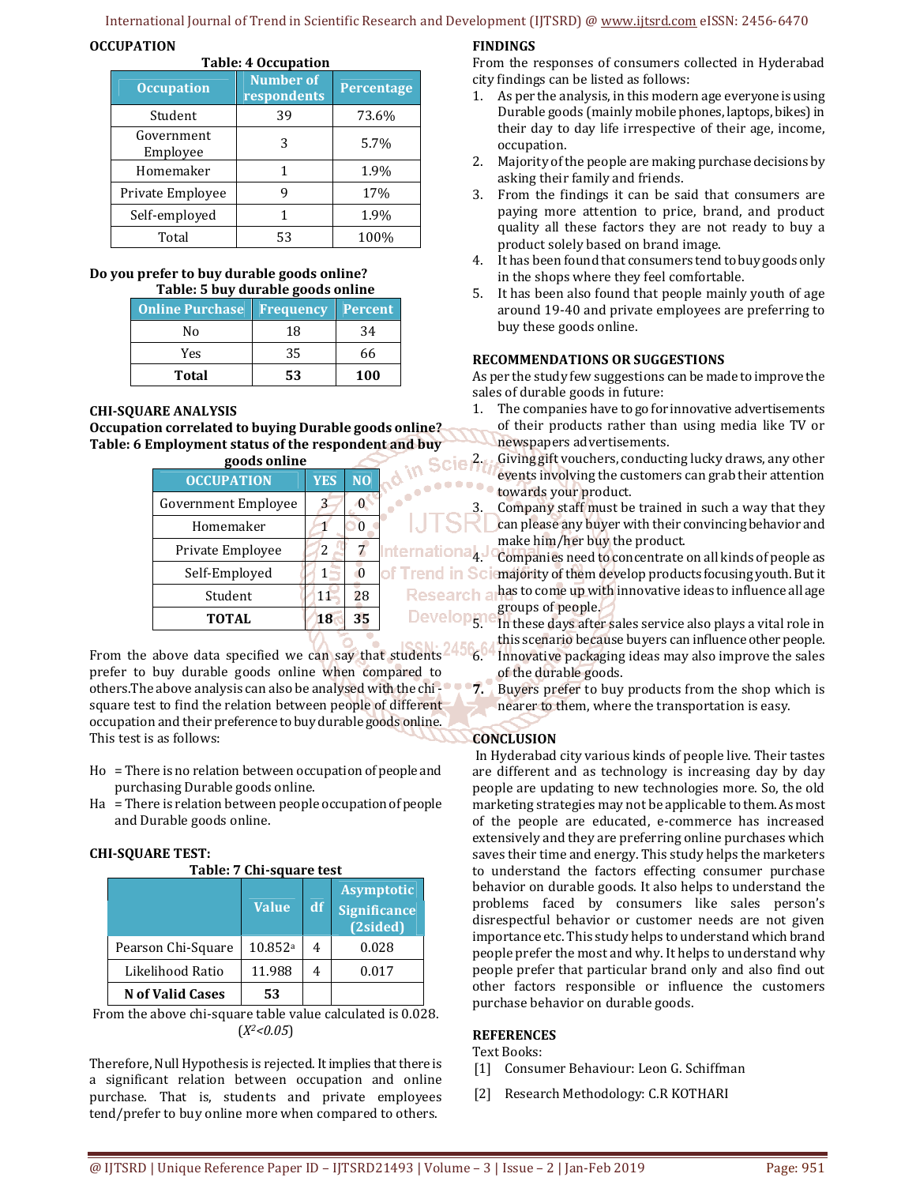## OCCUPATION

**Table: 4 Occupation**

| Occupation | Number of respondents | Percentage |
|---|---|---|
| Student | 39 | 73.6% |
| Government Employee | 3 | 5.7% |
| Homemaker | 1 | 1.9% |
| Private Employee | 9 | 17% |
| Self-employed | 1 | 1.9% |
| Total | 53 | 100% |

**Do you prefer to buy durable goods online?**

**Table: 5 buy durable goods online**

| Online Purchase | Frequency | Percent |
|---|---|---|
| No | 18 | 34 |
| Yes | 35 | 66 |
| **Total** | **53** | **100** |

## CHI-SQUARE ANALYSIS

**Occupation correlated to buying Durable goods online?**

**Table: 6 Employment status of the respondent and buy goods online**

| OCCUPATION | YES | NO |
|---|---|---|
| Government Employee | 3 | 0 |
| Homemaker | 1 | 0 |
| Private Employee | 2 | 7 |
| Self-Employed | 1 | 0 |
| Student | 11 | 28 |
| **TOTAL** | **18** | **35** |

From the above data specified we can say that students prefer to buy durable goods online when compared to others.The above analysis can also be analysed with the chi-square test to find the relation between people of different occupation and their preference to buy durable goods online. This test is as follows:

Ho = There is no relation between occupation of people and purchasing Durable goods online.
Ha = There is relation between people occupation of people and Durable goods online.

## CHI-SQUARE TEST:

**Table: 7 Chi-square test**

| | Value | df | Asymptotic Significance (2sided) |
|---|---|---|---|
| Pearson Chi-Square | 10.852[a] | 4 | 0.028 |
| Likelihood Ratio | 11.988 | 4 | 0.017 |
| **N of Valid Cases** | **53** | | |

From the above chi-square table value calculated is 0.028. ($X^2$<0.05)

Therefore, Null Hypothesis is rejected. It implies that there is a significant relation between occupation and online purchase. That is, students and private employees tend/prefer to buy online more when compared to others.

## FINDINGS

From the responses of consumers collected in Hyderabad city findings can be listed as follows:

1. As per the analysis, in this modern age everyone is using Durable goods (mainly mobile phones, laptops, bikes) in their day to day life irrespective of their age, income, occupation.
2. Majority of the people are making purchase decisions by asking their family and friends.
3. From the findings it can be said that consumers are paying more attention to price, brand, and product quality all these factors they are not ready to buy a product solely based on brand image.
4. It has been found that consumers tend to buy goods only in the shops where they feel comfortable.
5. It has been also found that people mainly youth of age around 19-40 and private employees are preferring to buy these goods online.

## RECOMMENDATIONS OR SUGGESTIONS

As per the study few suggestions can be made to improve the sales of durable goods in future:

1. The companies have to go for innovative advertisements of their products rather than using media like TV or newspapers advertisements.
2. Giving gift vouchers, conducting lucky draws, any other events involving the customers can grab their attention towards your product.
3. Company staff must be trained in such a way that they can please any buyer with their convincing behavior and make him/her buy the product.
4. Companies need to concentrate on all kinds of people as majority of them develop products focusing youth. But it has to come up with innovative ideas to influence all age groups of people.
5. In these days after sales service also plays a vital role in this scenario because buyers can influence other people.
6. Innovative packaging ideas may also improve the sales of the durable goods.
7. Buyers prefer to buy products from the shop which is nearer to them, where the transportation is easy.

## CONCLUSION

In Hyderabad city various kinds of people live. Their tastes are different and as technology is increasing day by day people are updating to new technologies more. So, the old marketing strategies may not be applicable to them. As most of the people are educated, e-commerce has increased extensively and they are preferring online purchases which saves their time and energy. This study helps the marketers to understand the factors effecting consumer purchase behavior on durable goods. It also helps to understand the problems faced by consumers like sales person's disrespectful behavior or customer needs are not given importance etc. This study helps to understand which brand people prefer the most and why. It helps to understand why people prefer that particular brand only and also find out other factors responsible or influence the customers purchase behavior on durable goods.

## REFERENCES

Text Books:

[1] Consumer Behaviour: Leon G. Schiffman

[2] Research Methodology: C.R KOTHARI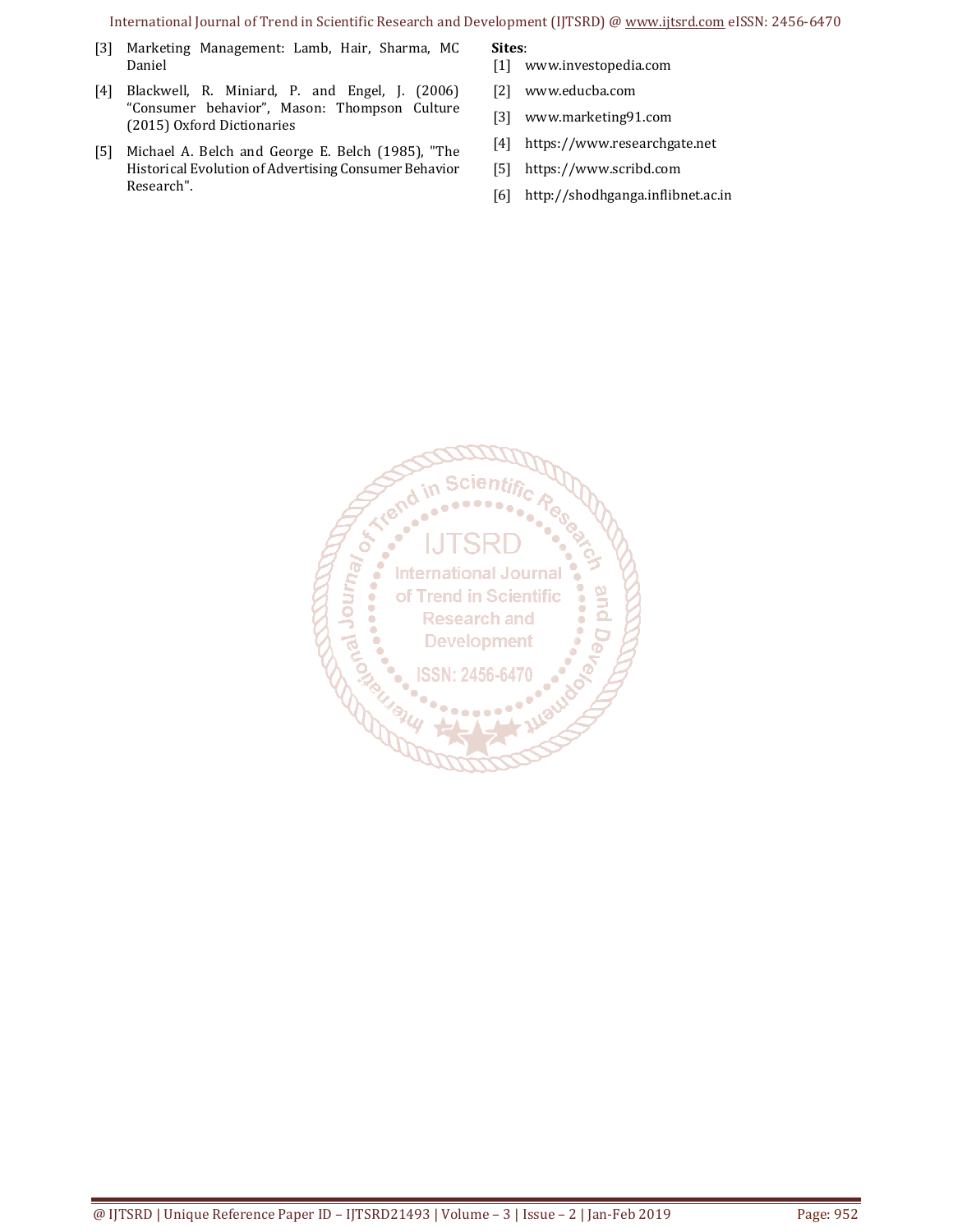[3] Marketing Management: Lamb, Hair, Sharma, MC Daniel

[4] Blackwell, R. Miniard, P. and Engel, J. (2006) "Consumer behavior", Mason: Thompson Culture (2015) Oxford Dictionaries

[5] Michael A. Belch and George E. Belch (1985), "The Historical Evolution of Advertising Consumer Behavior Research".

**Sites**:

[1] www.investopedia.com

[2] www.educba.com

[3] www.marketing91.com

[4] https://www.researchgate.net

[5] https://www.scribd.com

[6] http://shodhganga.inflibnet.ac.in